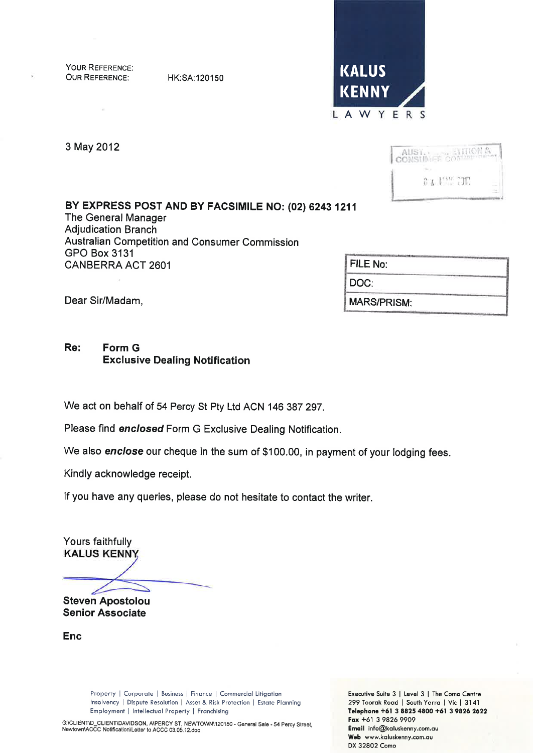YOUR REFERENCE:
OUR REFERENCE: HK:SA:120150

**KALUS KENNY**
LAWYERS

3 May 2012

AUST... ETITION & CONSUMER COMMISSION
0 4 MAY 2012

**BY EXPRESS POST AND BY FACSIMILE NO: (02) 6243 1211**
The General Manager
Adjudication Branch
Australian Competition and Consumer Commission
GPO Box 3131
CANBERRA ACT 2601

| FILE No: |
|---|
| DOC: |
| MARS/PRISM: |

Dear Sir/Madam,

**Re: Form G**
**Exclusive Dealing Notification**

We act on behalf of 54 Percy St Pty Ltd ACN 146 387 297.

Please find ***enclosed*** Form G Exclusive Dealing Notification.

We also ***enclose*** our cheque in the sum of $100.00, in payment of your lodging fees.

Kindly acknowledge receipt.

If you have any queries, please do not hesitate to contact the writer.

Yours faithfully
**KALUS KENNY**

**Steven Apostolou**
**Senior Associate**

**Enc**

Property | Corporate | Business | Finance | Commercial Litigation
Insolvency | Dispute Resolution | Asset & Risk Protection | Estate Planning
Employment | Intellectual Property | Franchising

G:\CLIENT\D_CLIENT\DAVIDSON, A\PERCY ST, NEWTOWN\120150 - General Sale - 54 Percy Street, Newtown\ACCC Notification\Letter to ACCC 03.05.12.doc

Executive Suite 3 | Level 3 | The Como Centre
299 Toorak Road | South Yarra | Vic | 3141
**Telephone +61 3 8825 4800 +61 3 9826 2622**
**Fax** +61 3 9826 9909
**Email** info@kaluskenny.com.au
**Web** www.kaluskenny.com.au
DX 32802 Como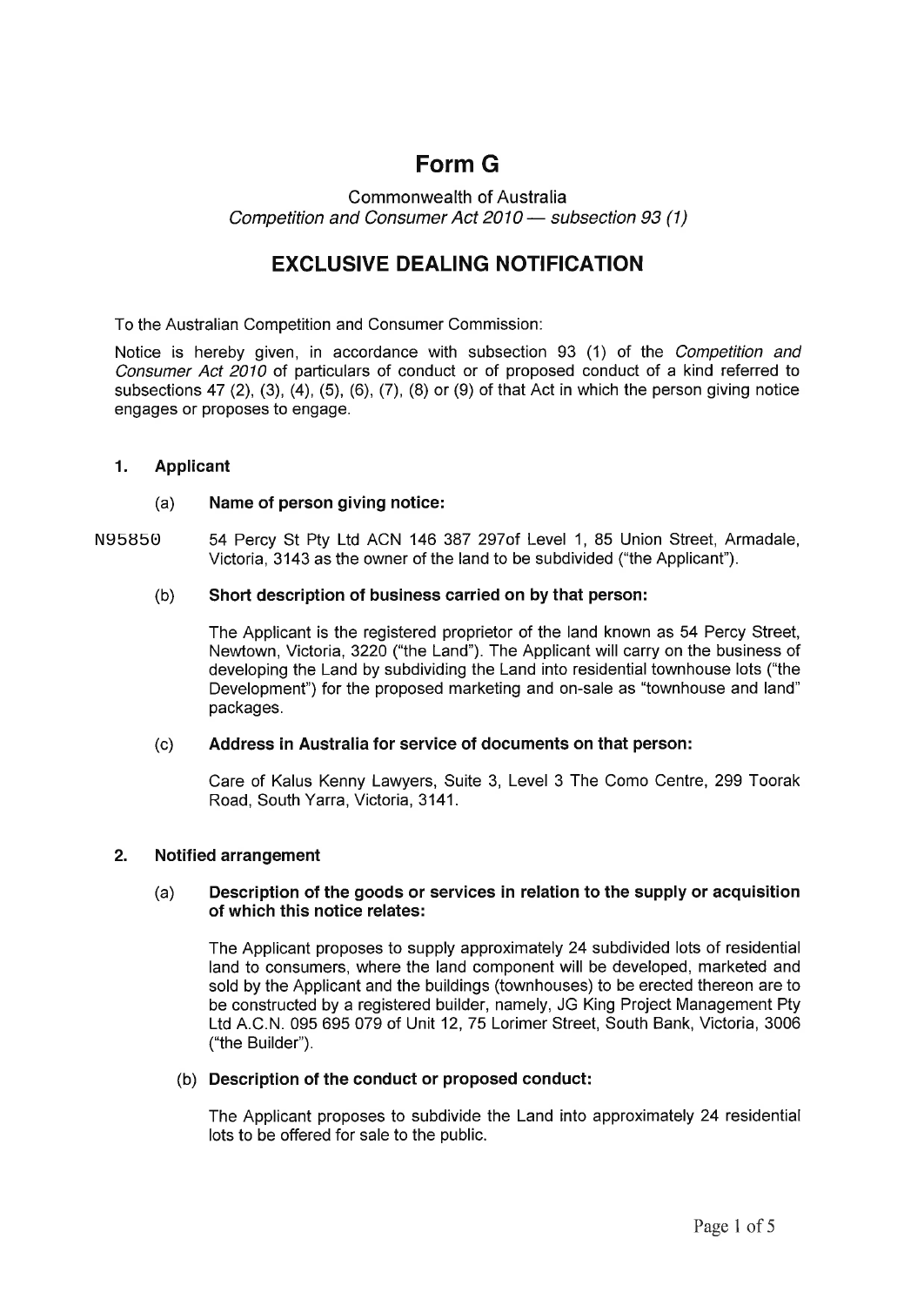# Form G

Commonwealth of Australia
*Competition and Consumer Act 2010 — subsection 93 (1)*

## EXCLUSIVE DEALING NOTIFICATION

To the Australian Competition and Consumer Commission:

Notice is hereby given, in accordance with subsection 93 (1) of the *Competition and Consumer Act 2010* of particulars of conduct or of proposed conduct of a kind referred to subsections 47 (2), (3), (4), (5), (6), (7), (8) or (9) of that Act in which the person giving notice engages or proposes to engage.

### 1. Applicant

#### (a) Name of person giving notice:

N95850

54 Percy St Pty Ltd ACN 146 387 297of Level 1, 85 Union Street, Armadale, Victoria, 3143 as the owner of the land to be subdivided ("the Applicant").

#### (b) Short description of business carried on by that person:

The Applicant is the registered proprietor of the land known as 54 Percy Street, Newtown, Victoria, 3220 ("the Land"). The Applicant will carry on the business of developing the Land by subdividing the Land into residential townhouse lots ("the Development") for the proposed marketing and on-sale as "townhouse and land" packages.

#### (c) Address in Australia for service of documents on that person:

Care of Kalus Kenny Lawyers, Suite 3, Level 3 The Como Centre, 299 Toorak Road, South Yarra, Victoria, 3141.

### 2. Notified arrangement

#### (a) Description of the goods or services in relation to the supply or acquisition of which this notice relates:

The Applicant proposes to supply approximately 24 subdivided lots of residential land to consumers, where the land component will be developed, marketed and sold by the Applicant and the buildings (townhouses) to be erected thereon are to be constructed by a registered builder, namely, JG King Project Management Pty Ltd A.C.N. 095 695 079 of Unit 12, 75 Lorimer Street, South Bank, Victoria, 3006 ("the Builder").

#### (b) Description of the conduct or proposed conduct:

The Applicant proposes to subdivide the Land into approximately 24 residential lots to be offered for sale to the public.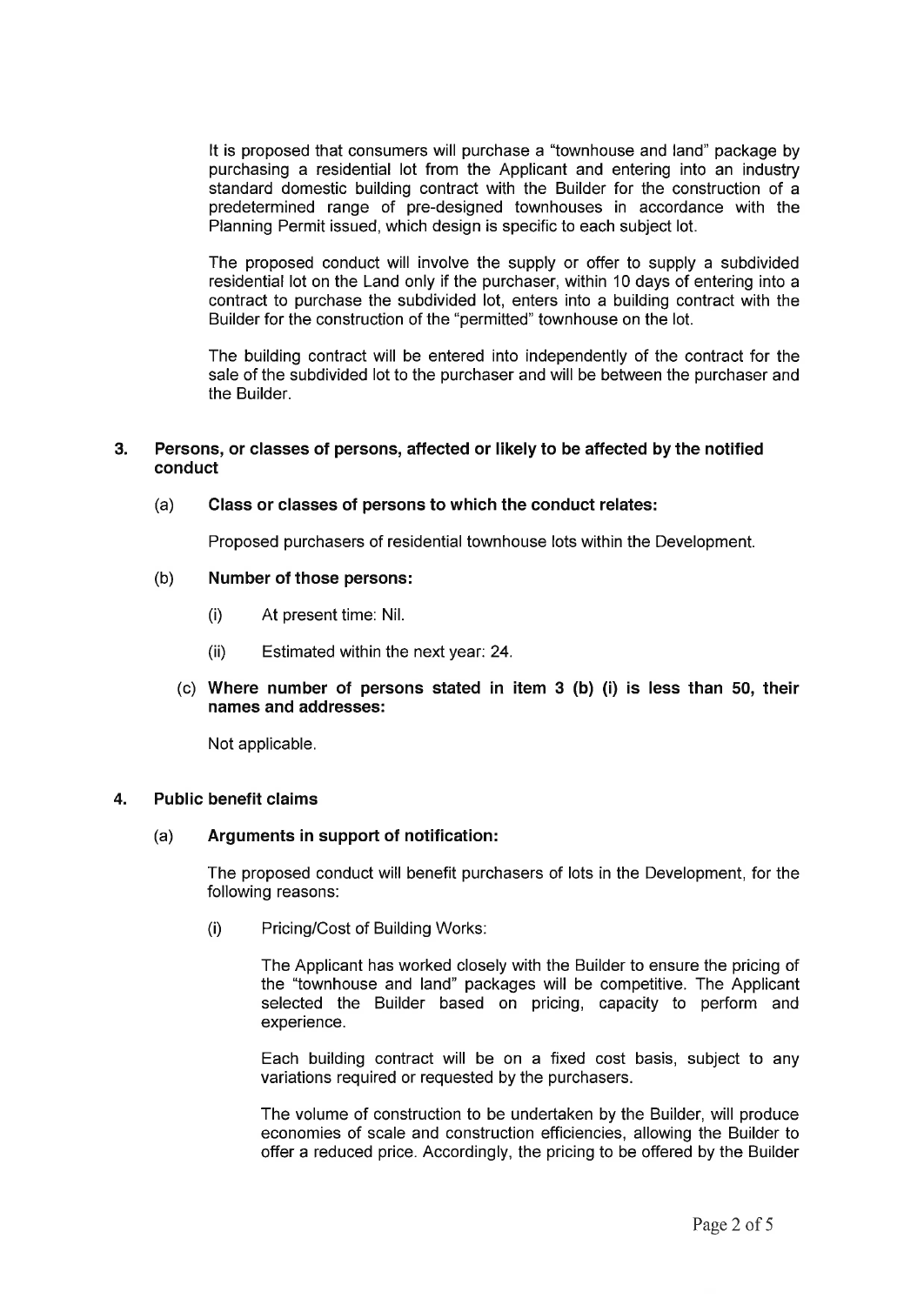It is proposed that consumers will purchase a "townhouse and land" package by purchasing a residential lot from the Applicant and entering into an industry standard domestic building contract with the Builder for the construction of a predetermined range of pre-designed townhouses in accordance with the Planning Permit issued, which design is specific to each subject lot.

The proposed conduct will involve the supply or offer to supply a subdivided residential lot on the Land only if the purchaser, within 10 days of entering into a contract to purchase the subdivided lot, enters into a building contract with the Builder for the construction of the "permitted" townhouse on the lot.

The building contract will be entered into independently of the contract for the sale of the subdivided lot to the purchaser and will be between the purchaser and the Builder.

## 3. Persons, or classes of persons, affected or likely to be affected by the notified conduct

### (a) Class or classes of persons to which the conduct relates:

Proposed purchasers of residential townhouse lots within the Development.

### (b) Number of those persons:

(i) At present time: Nil.

(ii) Estimated within the next year: 24.

### (c) Where number of persons stated in item 3 (b) (i) is less than 50, their names and addresses:

Not applicable.

## 4. Public benefit claims

### (a) Arguments in support of notification:

The proposed conduct will benefit purchasers of lots in the Development, for the following reasons:

(i) Pricing/Cost of Building Works:

The Applicant has worked closely with the Builder to ensure the pricing of the "townhouse and land" packages will be competitive. The Applicant selected the Builder based on pricing, capacity to perform and experience.

Each building contract will be on a fixed cost basis, subject to any variations required or requested by the purchasers.

The volume of construction to be undertaken by the Builder, will produce economies of scale and construction efficiencies, allowing the Builder to offer a reduced price. Accordingly, the pricing to be offered by the Builder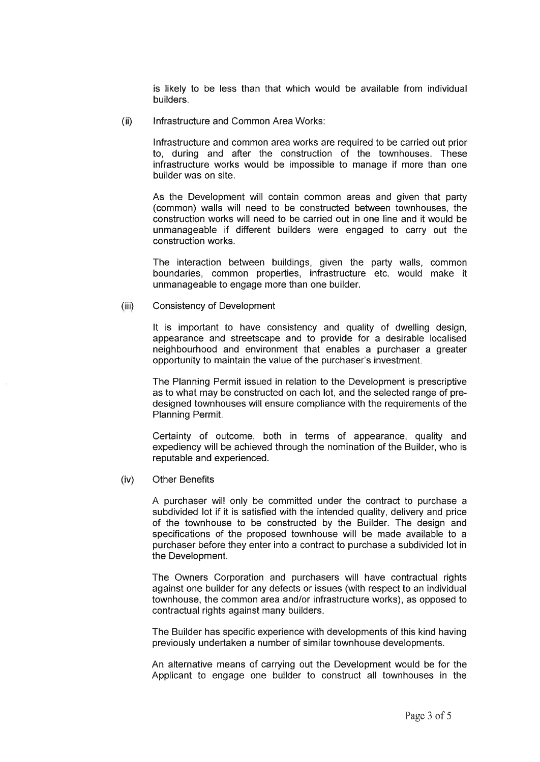is likely to be less than that which would be available from individual builders.

(ii) Infrastructure and Common Area Works:

Infrastructure and common area works are required to be carried out prior to, during and after the construction of the townhouses. These infrastructure works would be impossible to manage if more than one builder was on site.

As the Development will contain common areas and given that party (common) walls will need to be constructed between townhouses, the construction works will need to be carried out in one line and it would be unmanageable if different builders were engaged to carry out the construction works.

The interaction between buildings, given the party walls, common boundaries, common properties, infrastructure etc. would make it unmanageable to engage more than one builder.

(iii) Consistency of Development

It is important to have consistency and quality of dwelling design, appearance and streetscape and to provide for a desirable localised neighbourhood and environment that enables a purchaser a greater opportunity to maintain the value of the purchaser's investment.

The Planning Permit issued in relation to the Development is prescriptive as to what may be constructed on each lot, and the selected range of pre-designed townhouses will ensure compliance with the requirements of the Planning Permit.

Certainty of outcome, both in terms of appearance, quality and expediency will be achieved through the nomination of the Builder, who is reputable and experienced.

(iv) Other Benefits

A purchaser will only be committed under the contract to purchase a subdivided lot if it is satisfied with the intended quality, delivery and price of the townhouse to be constructed by the Builder. The design and specifications of the proposed townhouse will be made available to a purchaser before they enter into a contract to purchase a subdivided lot in the Development.

The Owners Corporation and purchasers will have contractual rights against one builder for any defects or issues (with respect to an individual townhouse, the common area and/or infrastructure works), as opposed to contractual rights against many builders.

The Builder has specific experience with developments of this kind having previously undertaken a number of similar townhouse developments.

An alternative means of carrying out the Development would be for the Applicant to engage one builder to construct all townhouses in the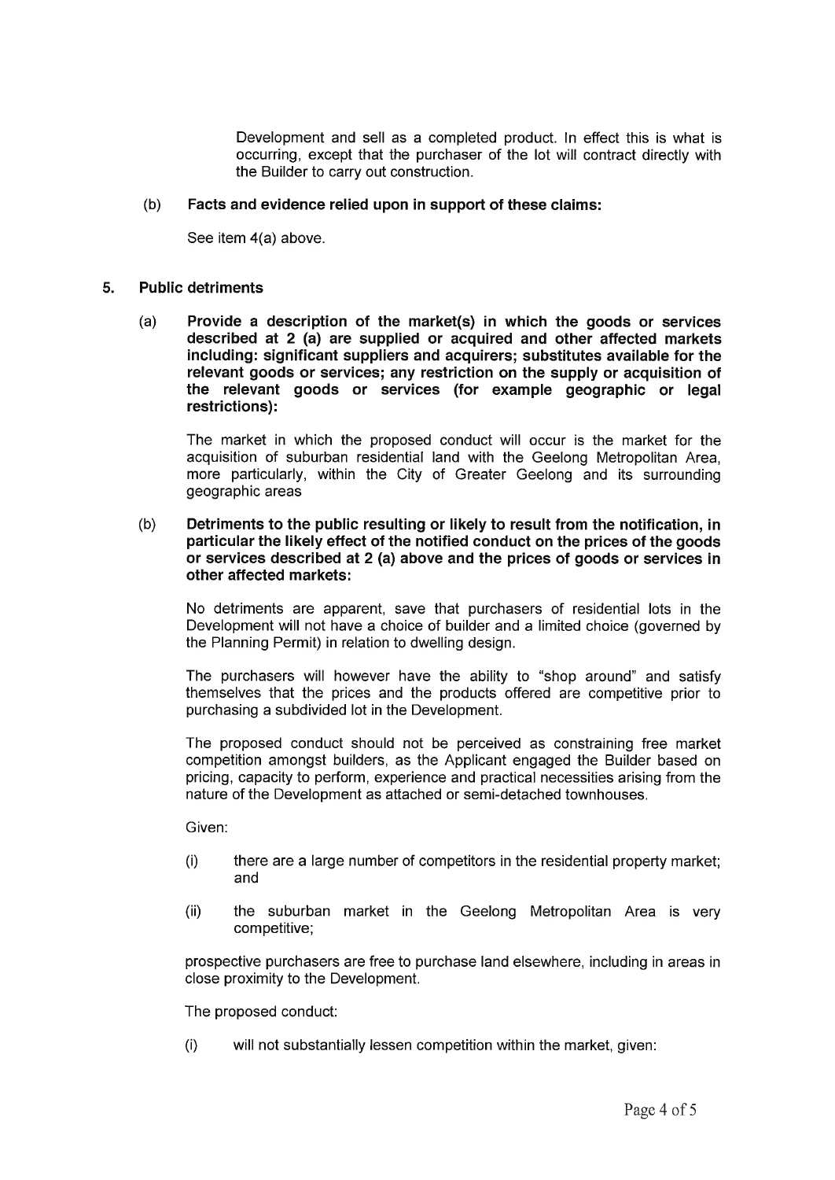Development and sell as a completed product. In effect this is what is occurring, except that the purchaser of the lot will contract directly with the Builder to carry out construction.

(b) **Facts and evidence relied upon in support of these claims:**

See item 4(a) above.

## 5. Public detriments

(a) **Provide a description of the market(s) in which the goods or services described at 2 (a) are supplied or acquired and other affected markets including: significant suppliers and acquirers; substitutes available for the relevant goods or services; any restriction on the supply or acquisition of the relevant goods or services (for example geographic or legal restrictions):**

The market in which the proposed conduct will occur is the market for the acquisition of suburban residential land with the Geelong Metropolitan Area, more particularly, within the City of Greater Geelong and its surrounding geographic areas

(b) **Detriments to the public resulting or likely to result from the notification, in particular the likely effect of the notified conduct on the prices of the goods or services described at 2 (a) above and the prices of goods or services in other affected markets:**

No detriments are apparent, save that purchasers of residential lots in the Development will not have a choice of builder and a limited choice (governed by the Planning Permit) in relation to dwelling design.

The purchasers will however have the ability to "shop around" and satisfy themselves that the prices and the products offered are competitive prior to purchasing a subdivided lot in the Development.

The proposed conduct should not be perceived as constraining free market competition amongst builders, as the Applicant engaged the Builder based on pricing, capacity to perform, experience and practical necessities arising from the nature of the Development as attached or semi-detached townhouses.

Given:

(i) there are a large number of competitors in the residential property market; and

(ii) the suburban market in the Geelong Metropolitan Area is very competitive;

prospective purchasers are free to purchase land elsewhere, including in areas in close proximity to the Development.

The proposed conduct:

(i) will not substantially lessen competition within the market, given: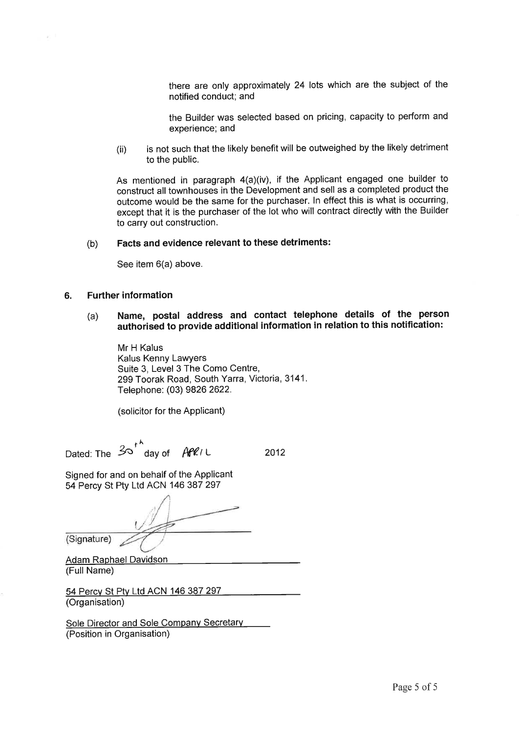there are only approximately 24 lots which are the subject of the notified conduct; and

the Builder was selected based on pricing, capacity to perform and experience; and

(ii) is not such that the likely benefit will be outweighed by the likely detriment to the public.

As mentioned in paragraph 4(a)(iv), if the Applicant engaged one builder to construct all townhouses in the Development and sell as a completed product the outcome would be the same for the purchaser. In effect this is what is occurring, except that it is the purchaser of the lot who will contract directly with the Builder to carry out construction.

(b) **Facts and evidence relevant to these detriments:**

See item 6(a) above.

## 6. Further information

(a) **Name, postal address and contact telephone details of the person authorised to provide additional information in relation to this notification:**

Mr H Kalus
Kalus Kenny Lawyers
Suite 3, Level 3 The Como Centre,
299 Toorak Road, South Yarra, Victoria, 3141.
Telephone: (03) 9826 2622.

(solicitor for the Applicant)

Dated: The 30th day of April 2012

Signed for and on behalf of the Applicant
54 Percy St Pty Ltd ACN 146 387 297

(Signature)

Adam Raphael Davidson
(Full Name)

54 Percy St Pty Ltd ACN 146 387 297
(Organisation)

Sole Director and Sole Company Secretary
(Position in Organisation)